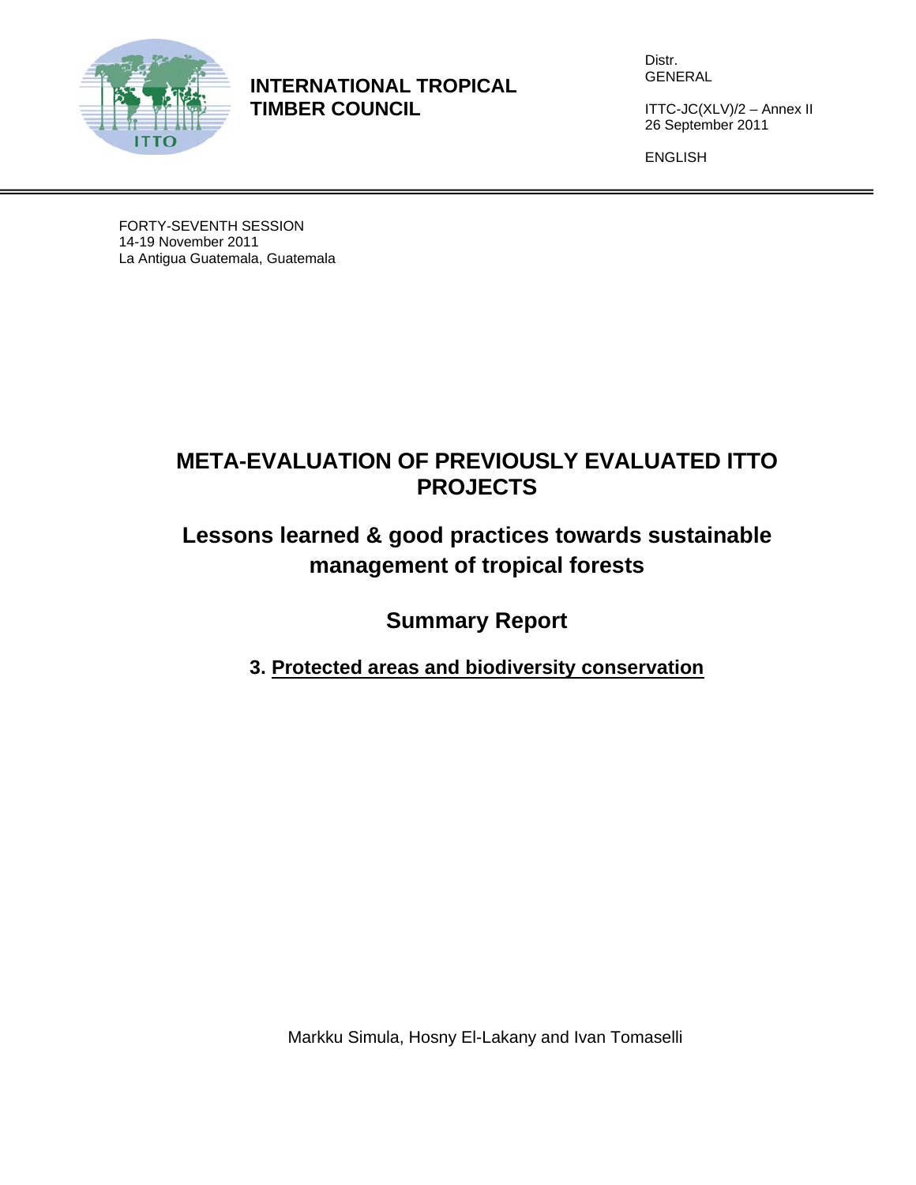**INTERNATIONAL TROPICAL TIMBER COUNCIL**

Distr.
GENERAL

ITTC-JC(XLV)/2 – Annex II
26 September 2011

ENGLISH

FORTY-SEVENTH SESSION
14-19 November 2011
La Antigua Guatemala, Guatemala

# META-EVALUATION OF PREVIOUSLY EVALUATED ITTO PROJECTS

## Lessons learned & good practices towards sustainable management of tropical forests

## Summary Report

### 3. Protected areas and biodiversity conservation

Markku Simula, Hosny El-Lakany and Ivan Tomaselli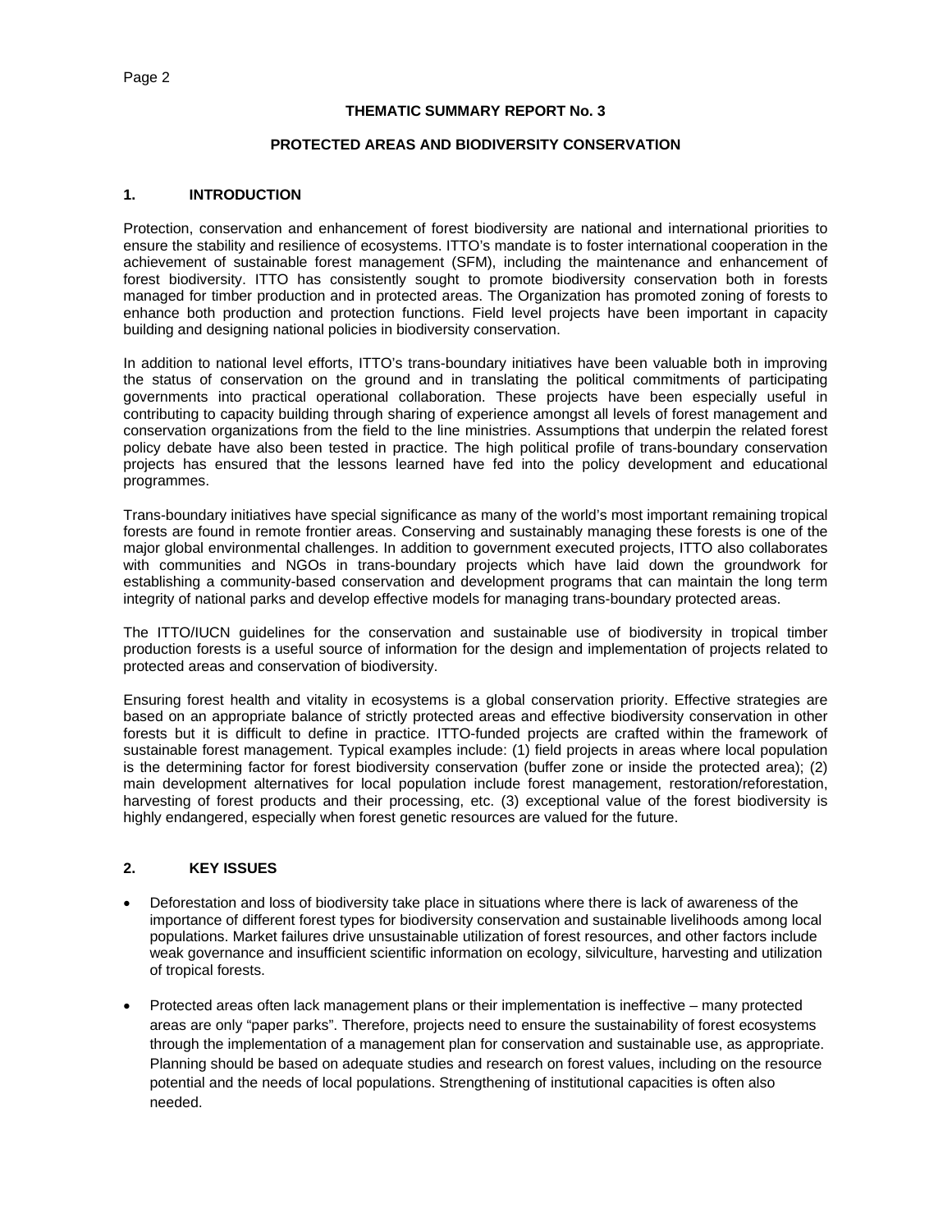## THEMATIC SUMMARY REPORT No. 3

## PROTECTED AREAS AND BIODIVERSITY CONSERVATION

### 1. INTRODUCTION

Protection, conservation and enhancement of forest biodiversity are national and international priorities to ensure the stability and resilience of ecosystems. ITTO's mandate is to foster international cooperation in the achievement of sustainable forest management (SFM), including the maintenance and enhancement of forest biodiversity. ITTO has consistently sought to promote biodiversity conservation both in forests managed for timber production and in protected areas. The Organization has promoted zoning of forests to enhance both production and protection functions. Field level projects have been important in capacity building and designing national policies in biodiversity conservation.

In addition to national level efforts, ITTO's trans-boundary initiatives have been valuable both in improving the status of conservation on the ground and in translating the political commitments of participating governments into practical operational collaboration. These projects have been especially useful in contributing to capacity building through sharing of experience amongst all levels of forest management and conservation organizations from the field to the line ministries. Assumptions that underpin the related forest policy debate have also been tested in practice. The high political profile of trans-boundary conservation projects has ensured that the lessons learned have fed into the policy development and educational programmes.

Trans-boundary initiatives have special significance as many of the world's most important remaining tropical forests are found in remote frontier areas. Conserving and sustainably managing these forests is one of the major global environmental challenges. In addition to government executed projects, ITTO also collaborates with communities and NGOs in trans-boundary projects which have laid down the groundwork for establishing a community-based conservation and development programs that can maintain the long term integrity of national parks and develop effective models for managing trans-boundary protected areas.

The ITTO/IUCN guidelines for the conservation and sustainable use of biodiversity in tropical timber production forests is a useful source of information for the design and implementation of projects related to protected areas and conservation of biodiversity.

Ensuring forest health and vitality in ecosystems is a global conservation priority. Effective strategies are based on an appropriate balance of strictly protected areas and effective biodiversity conservation in other forests but it is difficult to define in practice. ITTO-funded projects are crafted within the framework of sustainable forest management. Typical examples include: (1) field projects in areas where local population is the determining factor for forest biodiversity conservation (buffer zone or inside the protected area); (2) main development alternatives for local population include forest management, restoration/reforestation, harvesting of forest products and their processing, etc. (3) exceptional value of the forest biodiversity is highly endangered, especially when forest genetic resources are valued for the future.

### 2. KEY ISSUES

- Deforestation and loss of biodiversity take place in situations where there is lack of awareness of the importance of different forest types for biodiversity conservation and sustainable livelihoods among local populations. Market failures drive unsustainable utilization of forest resources, and other factors include weak governance and insufficient scientific information on ecology, silviculture, harvesting and utilization of tropical forests.
- Protected areas often lack management plans or their implementation is ineffective – many protected areas are only "paper parks". Therefore, projects need to ensure the sustainability of forest ecosystems through the implementation of a management plan for conservation and sustainable use, as appropriate. Planning should be based on adequate studies and research on forest values, including on the resource potential and the needs of local populations. Strengthening of institutional capacities is often also needed.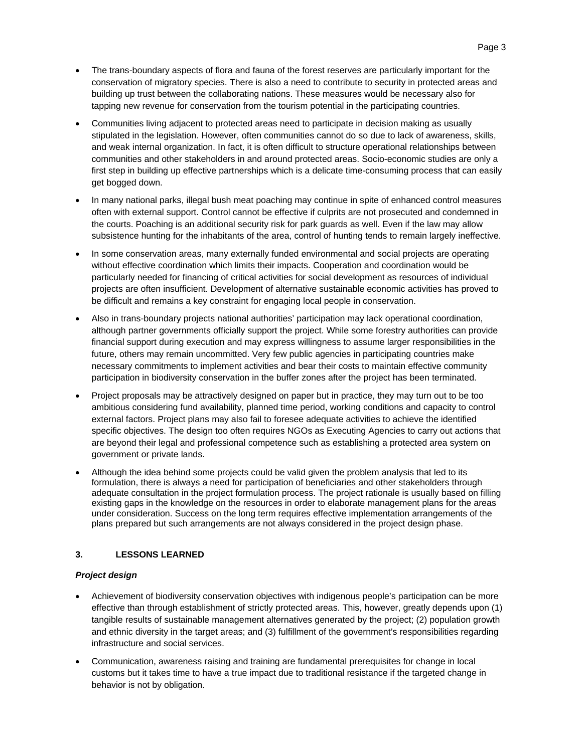- The trans-boundary aspects of flora and fauna of the forest reserves are particularly important for the conservation of migratory species. There is also a need to contribute to security in protected areas and building up trust between the collaborating nations. These measures would be necessary also for tapping new revenue for conservation from the tourism potential in the participating countries.

- Communities living adjacent to protected areas need to participate in decision making as usually stipulated in the legislation. However, often communities cannot do so due to lack of awareness, skills, and weak internal organization. In fact, it is often difficult to structure operational relationships between communities and other stakeholders in and around protected areas. Socio-economic studies are only a first step in building up effective partnerships which is a delicate time-consuming process that can easily get bogged down.

- In many national parks, illegal bush meat poaching may continue in spite of enhanced control measures often with external support. Control cannot be effective if culprits are not prosecuted and condemned in the courts. Poaching is an additional security risk for park guards as well. Even if the law may allow subsistence hunting for the inhabitants of the area, control of hunting tends to remain largely ineffective.

- In some conservation areas, many externally funded environmental and social projects are operating without effective coordination which limits their impacts. Cooperation and coordination would be particularly needed for financing of critical activities for social development as resources of individual projects are often insufficient. Development of alternative sustainable economic activities has proved to be difficult and remains a key constraint for engaging local people in conservation.

- Also in trans-boundary projects national authorities' participation may lack operational coordination, although partner governments officially support the project. While some forestry authorities can provide financial support during execution and may express willingness to assume larger responsibilities in the future, others may remain uncommitted. Very few public agencies in participating countries make necessary commitments to implement activities and bear their costs to maintain effective community participation in biodiversity conservation in the buffer zones after the project has been terminated.

- Project proposals may be attractively designed on paper but in practice, they may turn out to be too ambitious considering fund availability, planned time period, working conditions and capacity to control external factors. Project plans may also fail to foresee adequate activities to achieve the identified specific objectives. The design too often requires NGOs as Executing Agencies to carry out actions that are beyond their legal and professional competence such as establishing a protected area system on government or private lands.

- Although the idea behind some projects could be valid given the problem analysis that led to its formulation, there is always a need for participation of beneficiaries and other stakeholders through adequate consultation in the project formulation process. The project rationale is usually based on filling existing gaps in the knowledge on the resources in order to elaborate management plans for the areas under consideration. Success on the long term requires effective implementation arrangements of the plans prepared but such arrangements are not always considered in the project design phase.

## 3. LESSONS LEARNED

***Project design***

- Achievement of biodiversity conservation objectives with indigenous people's participation can be more effective than through establishment of strictly protected areas. This, however, greatly depends upon (1) tangible results of sustainable management alternatives generated by the project; (2) population growth and ethnic diversity in the target areas; and (3) fulfillment of the government's responsibilities regarding infrastructure and social services.

- Communication, awareness raising and training are fundamental prerequisites for change in local customs but it takes time to have a true impact due to traditional resistance if the targeted change in behavior is not by obligation.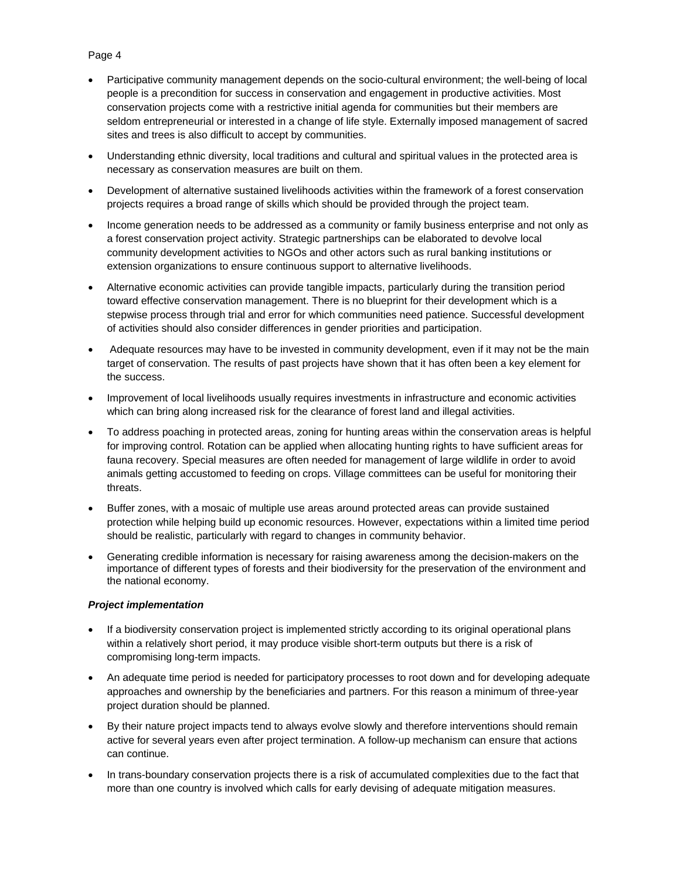- Participative community management depends on the socio-cultural environment; the well-being of local people is a precondition for success in conservation and engagement in productive activities. Most conservation projects come with a restrictive initial agenda for communities but their members are seldom entrepreneurial or interested in a change of life style. Externally imposed management of sacred sites and trees is also difficult to accept by communities.
- Understanding ethnic diversity, local traditions and cultural and spiritual values in the protected area is necessary as conservation measures are built on them.
- Development of alternative sustained livelihoods activities within the framework of a forest conservation projects requires a broad range of skills which should be provided through the project team.
- Income generation needs to be addressed as a community or family business enterprise and not only as a forest conservation project activity. Strategic partnerships can be elaborated to devolve local community development activities to NGOs and other actors such as rural banking institutions or extension organizations to ensure continuous support to alternative livelihoods.
- Alternative economic activities can provide tangible impacts, particularly during the transition period toward effective conservation management. There is no blueprint for their development which is a stepwise process through trial and error for which communities need patience. Successful development of activities should also consider differences in gender priorities and participation.
- Adequate resources may have to be invested in community development, even if it may not be the main target of conservation. The results of past projects have shown that it has often been a key element for the success.
- Improvement of local livelihoods usually requires investments in infrastructure and economic activities which can bring along increased risk for the clearance of forest land and illegal activities.
- To address poaching in protected areas, zoning for hunting areas within the conservation areas is helpful for improving control. Rotation can be applied when allocating hunting rights to have sufficient areas for fauna recovery. Special measures are often needed for management of large wildlife in order to avoid animals getting accustomed to feeding on crops. Village committees can be useful for monitoring their threats.
- Buffer zones, with a mosaic of multiple use areas around protected areas can provide sustained protection while helping build up economic resources. However, expectations within a limited time period should be realistic, particularly with regard to changes in community behavior.
- Generating credible information is necessary for raising awareness among the decision-makers on the importance of different types of forests and their biodiversity for the preservation of the environment and the national economy.

***Project implementation***

- If a biodiversity conservation project is implemented strictly according to its original operational plans within a relatively short period, it may produce visible short-term outputs but there is a risk of compromising long-term impacts.
- An adequate time period is needed for participatory processes to root down and for developing adequate approaches and ownership by the beneficiaries and partners. For this reason a minimum of three-year project duration should be planned.
- By their nature project impacts tend to always evolve slowly and therefore interventions should remain active for several years even after project termination. A follow-up mechanism can ensure that actions can continue.
- In trans-boundary conservation projects there is a risk of accumulated complexities due to the fact that more than one country is involved which calls for early devising of adequate mitigation measures.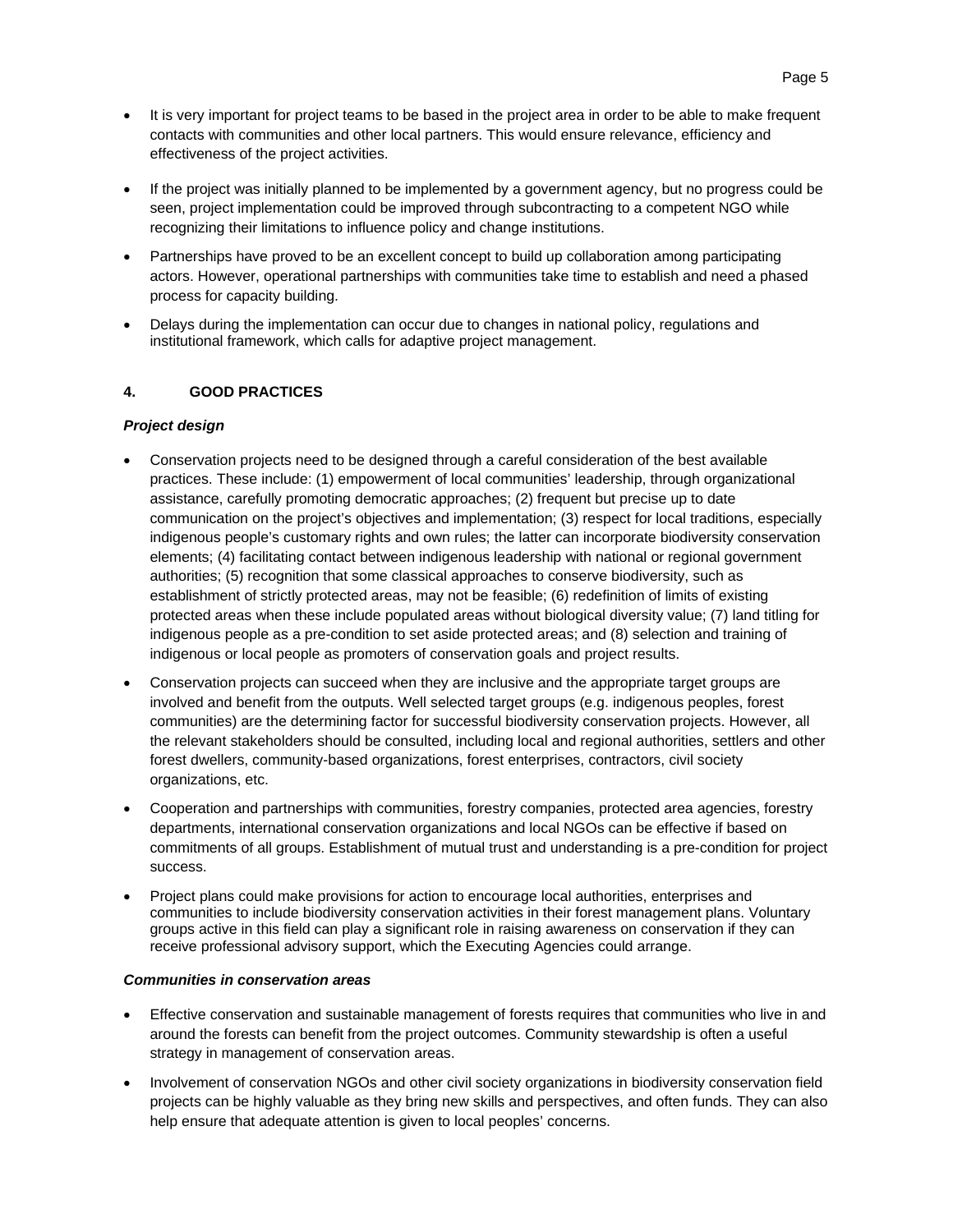- It is very important for project teams to be based in the project area in order to be able to make frequent contacts with communities and other local partners. This would ensure relevance, efficiency and effectiveness of the project activities.

- If the project was initially planned to be implemented by a government agency, but no progress could be seen, project implementation could be improved through subcontracting to a competent NGO while recognizing their limitations to influence policy and change institutions.

- Partnerships have proved to be an excellent concept to build up collaboration among participating actors. However, operational partnerships with communities take time to establish and need a phased process for capacity building.

- Delays during the implementation can occur due to changes in national policy, regulations and institutional framework, which calls for adaptive project management.

## 4. GOOD PRACTICES

***Project design***

- Conservation projects need to be designed through a careful consideration of the best available practices. These include: (1) empowerment of local communities' leadership, through organizational assistance, carefully promoting democratic approaches; (2) frequent but precise up to date communication on the project's objectives and implementation; (3) respect for local traditions, especially indigenous people's customary rights and own rules; the latter can incorporate biodiversity conservation elements; (4) facilitating contact between indigenous leadership with national or regional government authorities; (5) recognition that some classical approaches to conserve biodiversity, such as establishment of strictly protected areas, may not be feasible; (6) redefinition of limits of existing protected areas when these include populated areas without biological diversity value; (7) land titling for indigenous people as a pre-condition to set aside protected areas; and (8) selection and training of indigenous or local people as promoters of conservation goals and project results.

- Conservation projects can succeed when they are inclusive and the appropriate target groups are involved and benefit from the outputs. Well selected target groups (e.g. indigenous peoples, forest communities) are the determining factor for successful biodiversity conservation projects. However, all the relevant stakeholders should be consulted, including local and regional authorities, settlers and other forest dwellers, community-based organizations, forest enterprises, contractors, civil society organizations, etc.

- Cooperation and partnerships with communities, forestry companies, protected area agencies, forestry departments, international conservation organizations and local NGOs can be effective if based on commitments of all groups. Establishment of mutual trust and understanding is a pre-condition for project success.

- Project plans could make provisions for action to encourage local authorities, enterprises and communities to include biodiversity conservation activities in their forest management plans. Voluntary groups active in this field can play a significant role in raising awareness on conservation if they can receive professional advisory support, which the Executing Agencies could arrange.

***Communities in conservation areas***

- Effective conservation and sustainable management of forests requires that communities who live in and around the forests can benefit from the project outcomes. Community stewardship is often a useful strategy in management of conservation areas.

- Involvement of conservation NGOs and other civil society organizations in biodiversity conservation field projects can be highly valuable as they bring new skills and perspectives, and often funds. They can also help ensure that adequate attention is given to local peoples' concerns.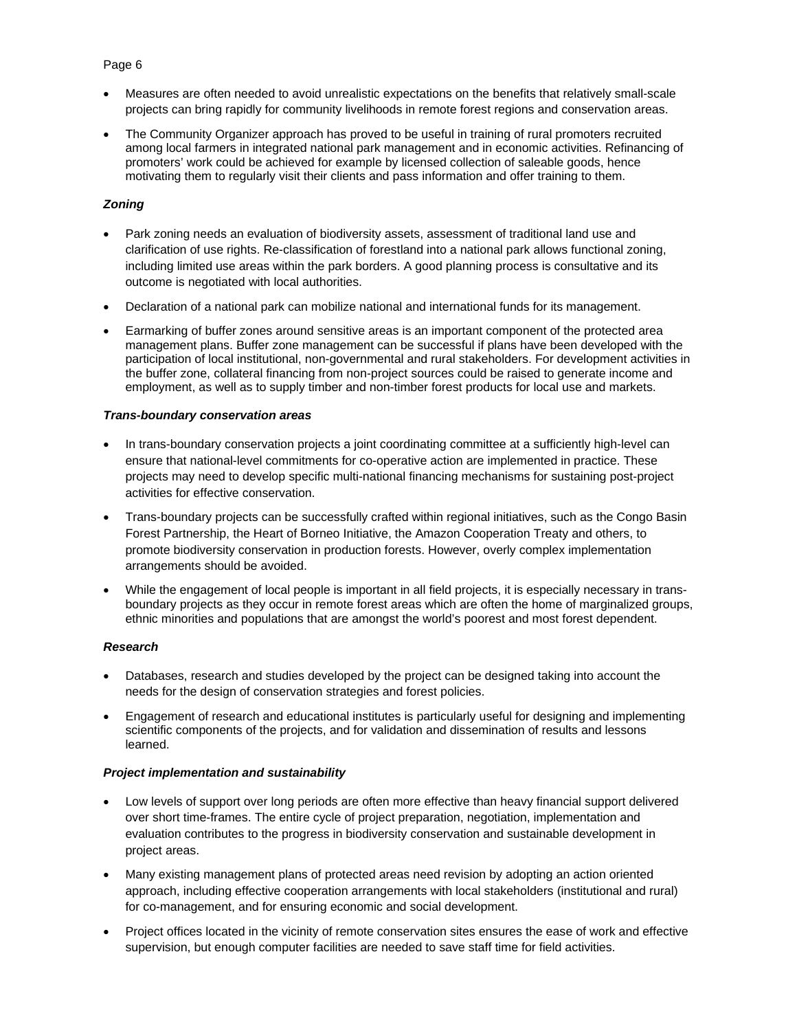- Measures are often needed to avoid unrealistic expectations on the benefits that relatively small-scale projects can bring rapidly for community livelihoods in remote forest regions and conservation areas.
- The Community Organizer approach has proved to be useful in training of rural promoters recruited among local farmers in integrated national park management and in economic activities. Refinancing of promoters' work could be achieved for example by licensed collection of saleable goods, hence motivating them to regularly visit their clients and pass information and offer training to them.

***Zoning***

- Park zoning needs an evaluation of biodiversity assets, assessment of traditional land use and clarification of use rights. Re-classification of forestland into a national park allows functional zoning, including limited use areas within the park borders. A good planning process is consultative and its outcome is negotiated with local authorities.
- Declaration of a national park can mobilize national and international funds for its management.
- Earmarking of buffer zones around sensitive areas is an important component of the protected area management plans. Buffer zone management can be successful if plans have been developed with the participation of local institutional, non-governmental and rural stakeholders. For development activities in the buffer zone, collateral financing from non-project sources could be raised to generate income and employment, as well as to supply timber and non-timber forest products for local use and markets.

***Trans-boundary conservation areas***

- In trans-boundary conservation projects a joint coordinating committee at a sufficiently high-level can ensure that national-level commitments for co-operative action are implemented in practice. These projects may need to develop specific multi-national financing mechanisms for sustaining post-project activities for effective conservation.
- Trans-boundary projects can be successfully crafted within regional initiatives, such as the Congo Basin Forest Partnership, the Heart of Borneo Initiative, the Amazon Cooperation Treaty and others, to promote biodiversity conservation in production forests. However, overly complex implementation arrangements should be avoided.
- While the engagement of local people is important in all field projects, it is especially necessary in trans-boundary projects as they occur in remote forest areas which are often the home of marginalized groups, ethnic minorities and populations that are amongst the world's poorest and most forest dependent.

***Research***

- Databases, research and studies developed by the project can be designed taking into account the needs for the design of conservation strategies and forest policies.
- Engagement of research and educational institutes is particularly useful for designing and implementing scientific components of the projects, and for validation and dissemination of results and lessons learned.

***Project implementation and sustainability***

- Low levels of support over long periods are often more effective than heavy financial support delivered over short time-frames. The entire cycle of project preparation, negotiation, implementation and evaluation contributes to the progress in biodiversity conservation and sustainable development in project areas.
- Many existing management plans of protected areas need revision by adopting an action oriented approach, including effective cooperation arrangements with local stakeholders (institutional and rural) for co-management, and for ensuring economic and social development.
- Project offices located in the vicinity of remote conservation sites ensures the ease of work and effective supervision, but enough computer facilities are needed to save staff time for field activities.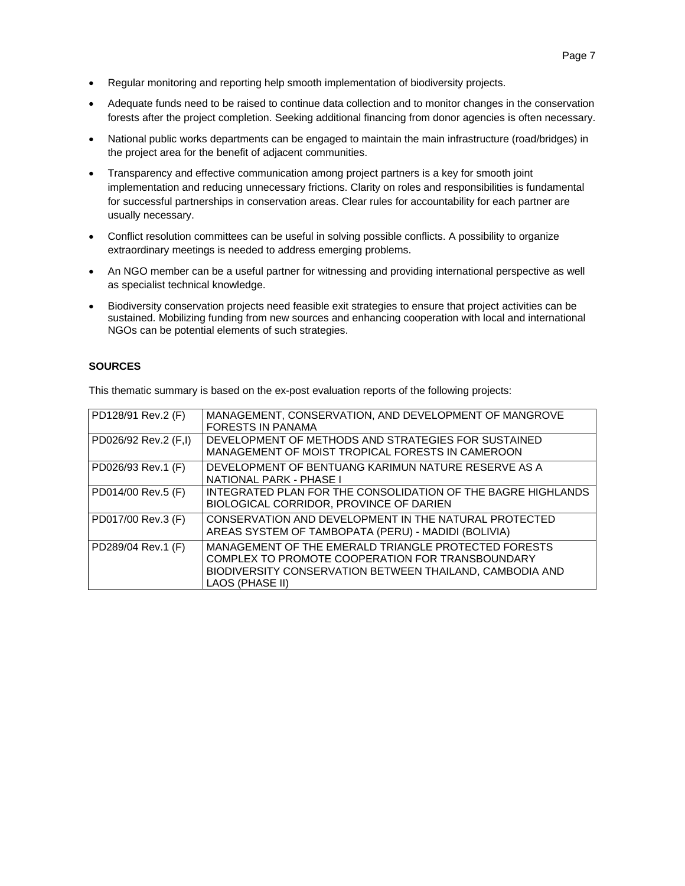- Regular monitoring and reporting help smooth implementation of biodiversity projects.
- Adequate funds need to be raised to continue data collection and to monitor changes in the conservation forests after the project completion. Seeking additional financing from donor agencies is often necessary.
- National public works departments can be engaged to maintain the main infrastructure (road/bridges) in the project area for the benefit of adjacent communities.
- Transparency and effective communication among project partners is a key for smooth joint implementation and reducing unnecessary frictions. Clarity on roles and responsibilities is fundamental for successful partnerships in conservation areas. Clear rules for accountability for each partner are usually necessary.
- Conflict resolution committees can be useful in solving possible conflicts. A possibility to organize extraordinary meetings is needed to address emerging problems.
- An NGO member can be a useful partner for witnessing and providing international perspective as well as specialist technical knowledge.
- Biodiversity conservation projects need feasible exit strategies to ensure that project activities can be sustained. Mobilizing funding from new sources and enhancing cooperation with local and international NGOs can be potential elements of such strategies.

**SOURCES**

This thematic summary is based on the ex-post evaluation reports of the following projects:

| | |
|---|---|
| PD128/91 Rev.2 (F) | MANAGEMENT, CONSERVATION, AND DEVELOPMENT OF MANGROVE FORESTS IN PANAMA |
| PD026/92 Rev.2 (F,I) | DEVELOPMENT OF METHODS AND STRATEGIES FOR SUSTAINED MANAGEMENT OF MOIST TROPICAL FORESTS IN CAMEROON |
| PD026/93 Rev.1 (F) | DEVELOPMENT OF BENTUANG KARIMUN NATURE RESERVE AS A NATIONAL PARK - PHASE I |
| PD014/00 Rev.5 (F) | INTEGRATED PLAN FOR THE CONSOLIDATION OF THE BAGRE HIGHLANDS BIOLOGICAL CORRIDOR, PROVINCE OF DARIEN |
| PD017/00 Rev.3 (F) | CONSERVATION AND DEVELOPMENT IN THE NATURAL PROTECTED AREAS SYSTEM OF TAMBOPATA (PERU) - MADIDI (BOLIVIA) |
| PD289/04 Rev.1 (F) | MANAGEMENT OF THE EMERALD TRIANGLE PROTECTED FORESTS COMPLEX TO PROMOTE COOPERATION FOR TRANSBOUNDARY BIODIVERSITY CONSERVATION BETWEEN THAILAND, CAMBODIA AND LAOS (PHASE II) |